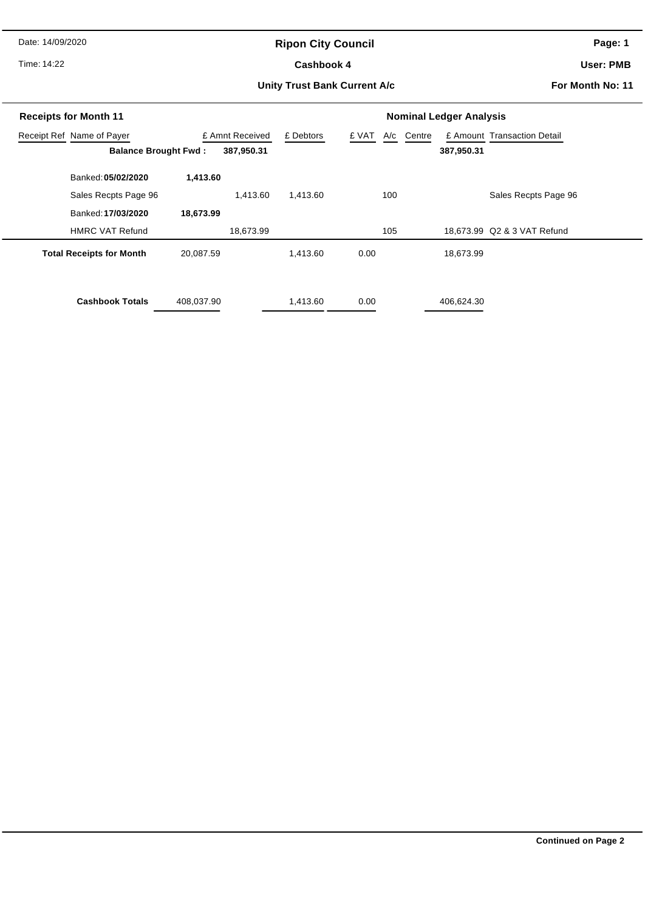Date: 14/09/2020

Time: 14:22

# Ripon City Council

## Cashbook 4

### Unity Trust Bank Current A/c

**Page: 1**

**User: PMB**

**For Month No: 11**

| Receipts for Month 11 | | | | | Nominal Ledger Analysis | | | |
|---|---|---|---|---|---|---|---|---|
| Receipt Ref | Name of Payer | £ Amnt Received | £ Debtors | £ VAT | A/c | Centre | £ Amount | Transaction Detail |
| | **Balance Brought Fwd :** | **387,950.31** | | | | | **387,950.31** | |
| | Banked: **05/02/2020** | **1,413.60** | | | | | | |
| | Sales Recpts Page 96 | 1,413.60 | 1,413.60 | | 100 | | | Sales Recpts Page 96 |
| | Banked: **17/03/2020** | **18,673.99** | | | | | | |
| | HMRC VAT Refund | 18,673.99 | | | 105 | | 18,673.99 | Q2 & 3 VAT Refund |
| | **Total Receipts for Month** | 20,087.59 | 1,413.60 | 0.00 | | | 18,673.99 | |
| | **Cashbook Totals** | 408,037.90 | 1,413.60 | 0.00 | | | 406,624.30 | |

**Continued on Page 2**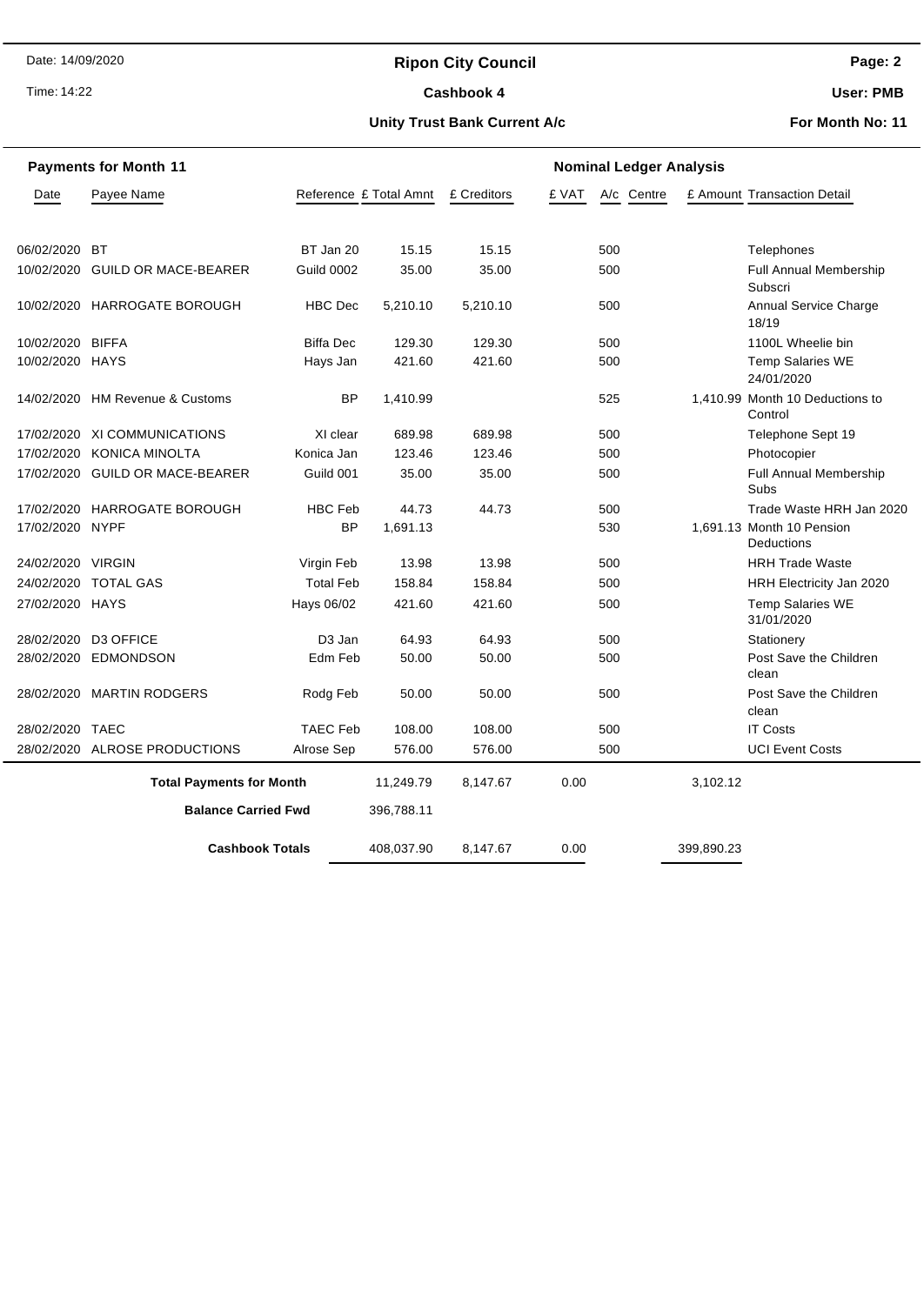Date: 14/09/2020

Time: 14:22

**Ripon City Council**

**Cashbook 4**

**Unity Trust Bank Current A/c**

**User: PMB**

**For Month No: 11**

**Payments for Month 11** — **Nominal Ledger Analysis**

| Date | Payee Name | Reference | £ Total Amnt | £ Creditors | £ VAT | A/c | Centre | £ Amount | Transaction Detail |
|---|---|---|---|---|---|---|---|---|---|
| 06/02/2020 | BT | BT Jan 20 | 15.15 | 15.15 | | 500 | | | Telephones |
| 10/02/2020 | GUILD OR MACE-BEARER | Guild 0002 | 35.00 | 35.00 | | 500 | | | Full Annual Membership Subscri |
| 10/02/2020 | HARROGATE BOROUGH | HBC Dec | 5,210.10 | 5,210.10 | | 500 | | | Annual Service Charge 18/19 |
| 10/02/2020 | BIFFA | Biffa Dec | 129.30 | 129.30 | | 500 | | | 1100L Wheelie bin |
| 10/02/2020 | HAYS | Hays Jan | 421.60 | 421.60 | | 500 | | | Temp Salaries WE 24/01/2020 |
| 14/02/2020 | HM Revenue & Customs | BP | 1,410.99 | | | 525 | | 1,410.99 | Month 10 Deductions to Control |
| 17/02/2020 | XI COMMUNICATIONS | XI clear | 689.98 | 689.98 | | 500 | | | Telephone Sept 19 |
| 17/02/2020 | KONICA MINOLTA | Konica Jan | 123.46 | 123.46 | | 500 | | | Photocopier |
| 17/02/2020 | GUILD OR MACE-BEARER | Guild 001 | 35.00 | 35.00 | | 500 | | | Full Annual Membership Subs |
| 17/02/2020 | HARROGATE BOROUGH | HBC Feb | 44.73 | 44.73 | | 500 | | | Trade Waste HRH Jan 2020 |
| 17/02/2020 | NYPF | BP | 1,691.13 | | | 530 | | 1,691.13 | Month 10 Pension Deductions |
| 24/02/2020 | VIRGIN | Virgin Feb | 13.98 | 13.98 | | 500 | | | HRH Trade Waste |
| 24/02/2020 | TOTAL GAS | Total Feb | 158.84 | 158.84 | | 500 | | | HRH Electricity Jan 2020 |
| 27/02/2020 | HAYS | Hays 06/02 | 421.60 | 421.60 | | 500 | | | Temp Salaries WE 31/01/2020 |
| 28/02/2020 | D3 OFFICE | D3 Jan | 64.93 | 64.93 | | 500 | | | Stationery |
| 28/02/2020 | EDMONDSON | Edm Feb | 50.00 | 50.00 | | 500 | | | Post Save the Children clean |
| 28/02/2020 | MARTIN RODGERS | Rodg Feb | 50.00 | 50.00 | | 500 | | | Post Save the Children clean |
| 28/02/2020 | TAEC | TAEC Feb | 108.00 | 108.00 | | 500 | | | IT Costs |
| 28/02/2020 | ALROSE PRODUCTIONS | Alrose Sep | 576.00 | 576.00 | | 500 | | | UCI Event Costs |
| | **Total Payments for Month** | | 11,249.79 | 8,147.67 | 0.00 | | | 3,102.12 | |
| | **Balance Carried Fwd** | | 396,788.11 | | | | | | |
| | **Cashbook Totals** | | 408,037.90 | 8,147.67 | 0.00 | | | 399,890.23 | |